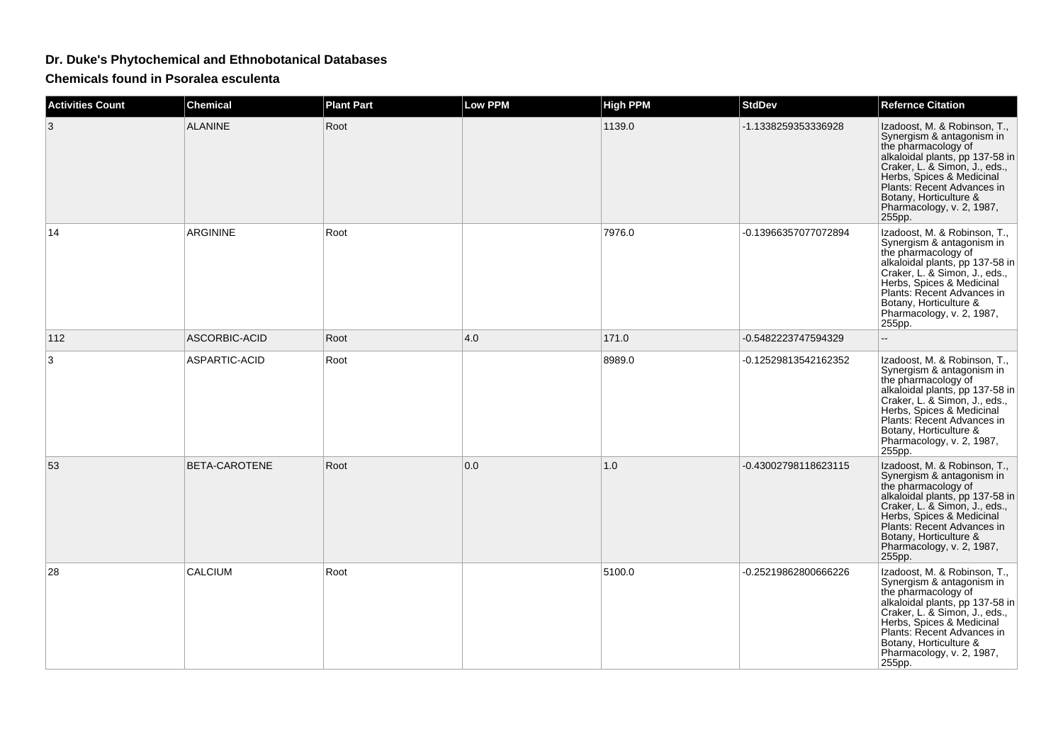# Dr. Duke's Phytochemical and Ethnobotanical Databases

## Chemicals found in Psoralea esculenta

| Activities Count | Chemical | Plant Part | Low PPM | High PPM | StdDev | Refernce Citation |
|---|---|---|---|---|---|---|
| 3 | ALANINE | Root | | 1139.0 | -1.1338259353336928 | Izadoost, M. & Robinson, T., Synergism & antagonism in the pharmacology of alkaloidal plants, pp 137-58 in Craker, L. & Simon, J., eds., Herbs, Spices & Medicinal Plants: Recent Advances in Botany, Horticulture & Pharmacology, v. 2, 1987, 255pp. |
| 14 | ARGININE | Root | | 7976.0 | -0.13966357077072894 | Izadoost, M. & Robinson, T., Synergism & antagonism in the pharmacology of alkaloidal plants, pp 137-58 in Craker, L. & Simon, J., eds., Herbs, Spices & Medicinal Plants: Recent Advances in Botany, Horticulture & Pharmacology, v. 2, 1987, 255pp. |
| 112 | ASCORBIC-ACID | Root | 4.0 | 171.0 | -0.5482223747594329 | -- |
| 3 | ASPARTIC-ACID | Root | | 8989.0 | -0.12529813542162352 | Izadoost, M. & Robinson, T., Synergism & antagonism in the pharmacology of alkaloidal plants, pp 137-58 in Craker, L. & Simon, J., eds., Herbs, Spices & Medicinal Plants: Recent Advances in Botany, Horticulture & Pharmacology, v. 2, 1987, 255pp. |
| 53 | BETA-CAROTENE | Root | 0.0 | 1.0 | -0.43002798118623115 | Izadoost, M. & Robinson, T., Synergism & antagonism in the pharmacology of alkaloidal plants, pp 137-58 in Craker, L. & Simon, J., eds., Herbs, Spices & Medicinal Plants: Recent Advances in Botany, Horticulture & Pharmacology, v. 2, 1987, 255pp. |
| 28 | CALCIUM | Root | | 5100.0 | -0.25219862800666226 | Izadoost, M. & Robinson, T., Synergism & antagonism in the pharmacology of alkaloidal plants, pp 137-58 in Craker, L. & Simon, J., eds., Herbs, Spices & Medicinal Plants: Recent Advances in Botany, Horticulture & Pharmacology, v. 2, 1987, 255pp. |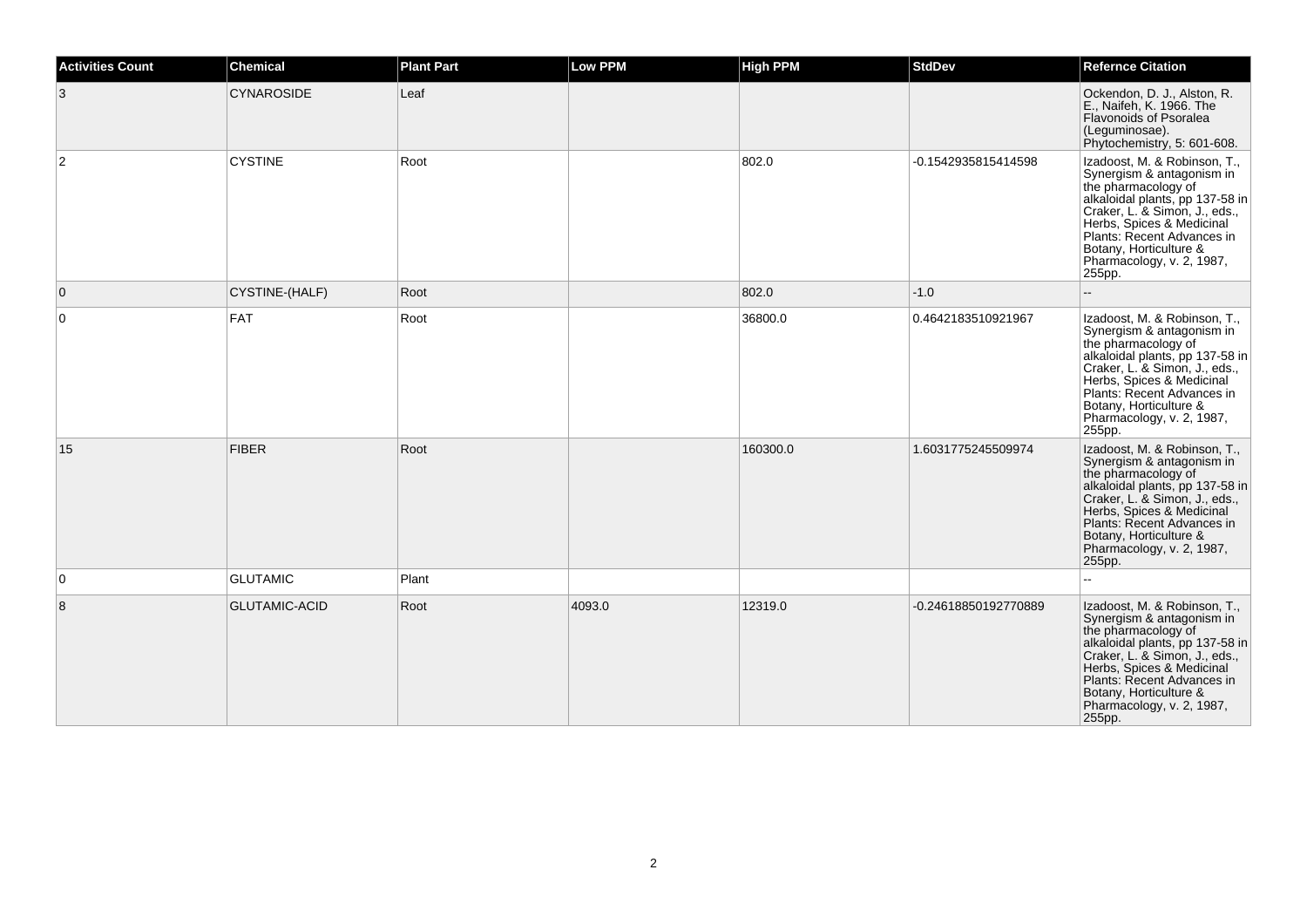| Activities Count | Chemical | Plant Part | Low PPM | High PPM | StdDev | Refernce Citation |
|---|---|---|---|---|---|---|
| 3 | CYNAROSIDE | Leaf | | | | Ockendon, D. J., Alston, R. E., Naifeh, K. 1966. The Flavonoids of Psoralea (Leguminosae). Phytochemistry, 5: 601-608. |
| 2 | CYSTINE | Root | | 802.0 | -0.1542935815414598 | Izadoost, M. & Robinson, T., Synergism & antagonism in the pharmacology of alkaloidal plants, pp 137-58 in Craker, L. & Simon, J., eds., Herbs, Spices & Medicinal Plants: Recent Advances in Botany, Horticulture & Pharmacology, v. 2, 1987, 255pp. |
| 0 | CYSTINE-(HALF) | Root | | 802.0 | -1.0 | -- |
| 0 | FAT | Root | | 36800.0 | 0.4642183510921967 | Izadoost, M. & Robinson, T., Synergism & antagonism in the pharmacology of alkaloidal plants, pp 137-58 in Craker, L. & Simon, J., eds., Herbs, Spices & Medicinal Plants: Recent Advances in Botany, Horticulture & Pharmacology, v. 2, 1987, 255pp. |
| 15 | FIBER | Root | | 160300.0 | 1.6031775245509974 | Izadoost, M. & Robinson, T., Synergism & antagonism in the pharmacology of alkaloidal plants, pp 137-58 in Craker, L. & Simon, J., eds., Herbs, Spices & Medicinal Plants: Recent Advances in Botany, Horticulture & Pharmacology, v. 2, 1987, 255pp. |
| 0 | GLUTAMIC | Plant | | | | -- |
| 8 | GLUTAMIC-ACID | Root | 4093.0 | 12319.0 | -0.24618850192770889 | Izadoost, M. & Robinson, T., Synergism & antagonism in the pharmacology of alkaloidal plants, pp 137-58 in Craker, L. & Simon, J., eds., Herbs, Spices & Medicinal Plants: Recent Advances in Botany, Horticulture & Pharmacology, v. 2, 1987, 255pp. |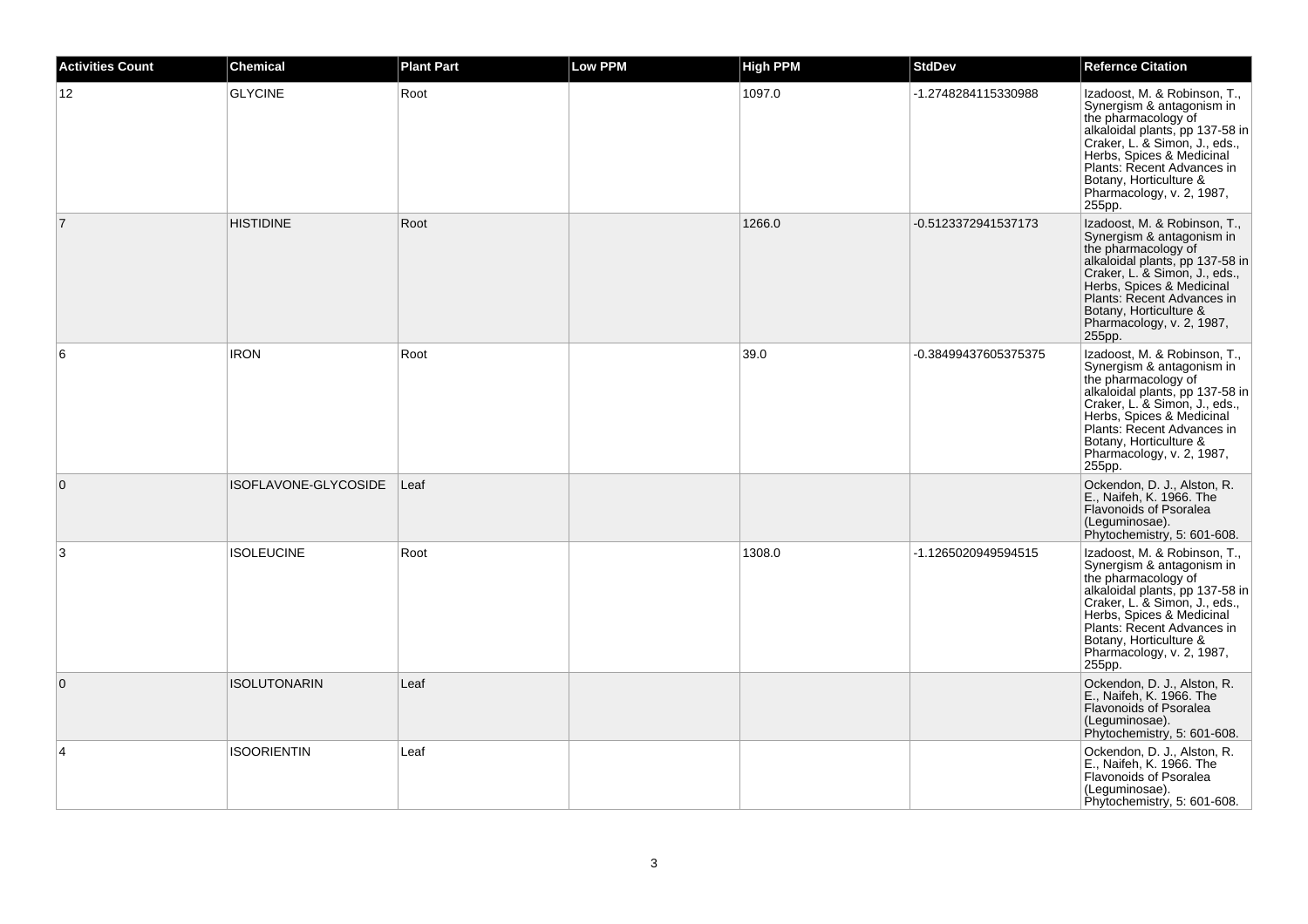| Activities Count | Chemical | Plant Part | Low PPM | High PPM | StdDev | Refernce Citation |
|---|---|---|---|---|---|---|
| 12 | GLYCINE | Root | | 1097.0 | -1.2748284115330988 | Izadoost, M. & Robinson, T., Synergism & antagonism in the pharmacology of alkaloidal plants, pp 137-58 in Craker, L. & Simon, J., eds., Herbs, Spices & Medicinal Plants: Recent Advances in Botany, Horticulture & Pharmacology, v. 2, 1987, 255pp. |
| 7 | HISTIDINE | Root | | 1266.0 | -0.5123372941537173 | Izadoost, M. & Robinson, T., Synergism & antagonism in the pharmacology of alkaloidal plants, pp 137-58 in Craker, L. & Simon, J., eds., Herbs, Spices & Medicinal Plants: Recent Advances in Botany, Horticulture & Pharmacology, v. 2, 1987, 255pp. |
| 6 | IRON | Root | | 39.0 | -0.38499437605375375 | Izadoost, M. & Robinson, T., Synergism & antagonism in the pharmacology of alkaloidal plants, pp 137-58 in Craker, L. & Simon, J., eds., Herbs, Spices & Medicinal Plants: Recent Advances in Botany, Horticulture & Pharmacology, v. 2, 1987, 255pp. |
| 0 | ISOFLAVONE-GLYCOSIDE | Leaf | | | | Ockendon, D. J., Alston, R. E., Naifeh, K. 1966. The Flavonoids of Psoralea (Leguminosae). Phytochemistry, 5: 601-608. |
| 3 | ISOLEUCINE | Root | | 1308.0 | -1.1265020949594515 | Izadoost, M. & Robinson, T., Synergism & antagonism in the pharmacology of alkaloidal plants, pp 137-58 in Craker, L. & Simon, J., eds., Herbs, Spices & Medicinal Plants: Recent Advances in Botany, Horticulture & Pharmacology, v. 2, 1987, 255pp. |
| 0 | ISOLUTONARIN | Leaf | | | | Ockendon, D. J., Alston, R. E., Naifeh, K. 1966. The Flavonoids of Psoralea (Leguminosae). Phytochemistry, 5: 601-608. |
| 4 | ISOORIENTIN | Leaf | | | | Ockendon, D. J., Alston, R. E., Naifeh, K. 1966. The Flavonoids of Psoralea (Leguminosae). Phytochemistry, 5: 601-608. |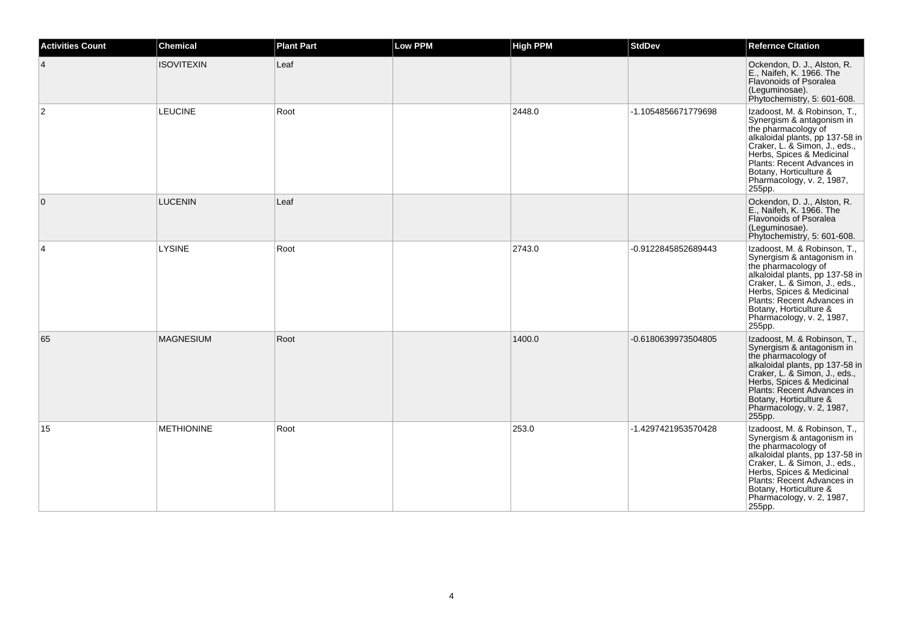| Activities Count | Chemical | Plant Part | Low PPM | High PPM | StdDev | Refernce Citation |
| --- | --- | --- | --- | --- | --- | --- |
| 4 | ISOVITEXIN | Leaf | | | | Ockendon, D. J., Alston, R. E., Naifeh, K. 1966. The Flavonoids of Psoralea (Leguminosae). Phytochemistry, 5: 601-608. |
| 2 | LEUCINE | Root | | 2448.0 | -1.1054856671779698 | Izadoost, M. & Robinson, T., Synergism & antagonism in the pharmacology of alkaloidal plants, pp 137-58 in Craker, L. & Simon, J., eds., Herbs, Spices & Medicinal Plants: Recent Advances in Botany, Horticulture & Pharmacology, v. 2, 1987, 255pp. |
| 0 | LUCENIN | Leaf | | | | Ockendon, D. J., Alston, R. E., Naifeh, K. 1966. The Flavonoids of Psoralea (Leguminosae). Phytochemistry, 5: 601-608. |
| 4 | LYSINE | Root | | 2743.0 | -0.9122845852689443 | Izadoost, M. & Robinson, T., Synergism & antagonism in the pharmacology of alkaloidal plants, pp 137-58 in Craker, L. & Simon, J., eds., Herbs, Spices & Medicinal Plants: Recent Advances in Botany, Horticulture & Pharmacology, v. 2, 1987, 255pp. |
| 65 | MAGNESIUM | Root | | 1400.0 | -0.6180639973504805 | Izadoost, M. & Robinson, T., Synergism & antagonism in the pharmacology of alkaloidal plants, pp 137-58 in Craker, L. & Simon, J., eds., Herbs, Spices & Medicinal Plants: Recent Advances in Botany, Horticulture & Pharmacology, v. 2, 1987, 255pp. |
| 15 | METHIONINE | Root | | 253.0 | -1.4297421953570428 | Izadoost, M. & Robinson, T., Synergism & antagonism in the pharmacology of alkaloidal plants, pp 137-58 in Craker, L. & Simon, J., eds., Herbs, Spices & Medicinal Plants: Recent Advances in Botany, Horticulture & Pharmacology, v. 2, 1987, 255pp. |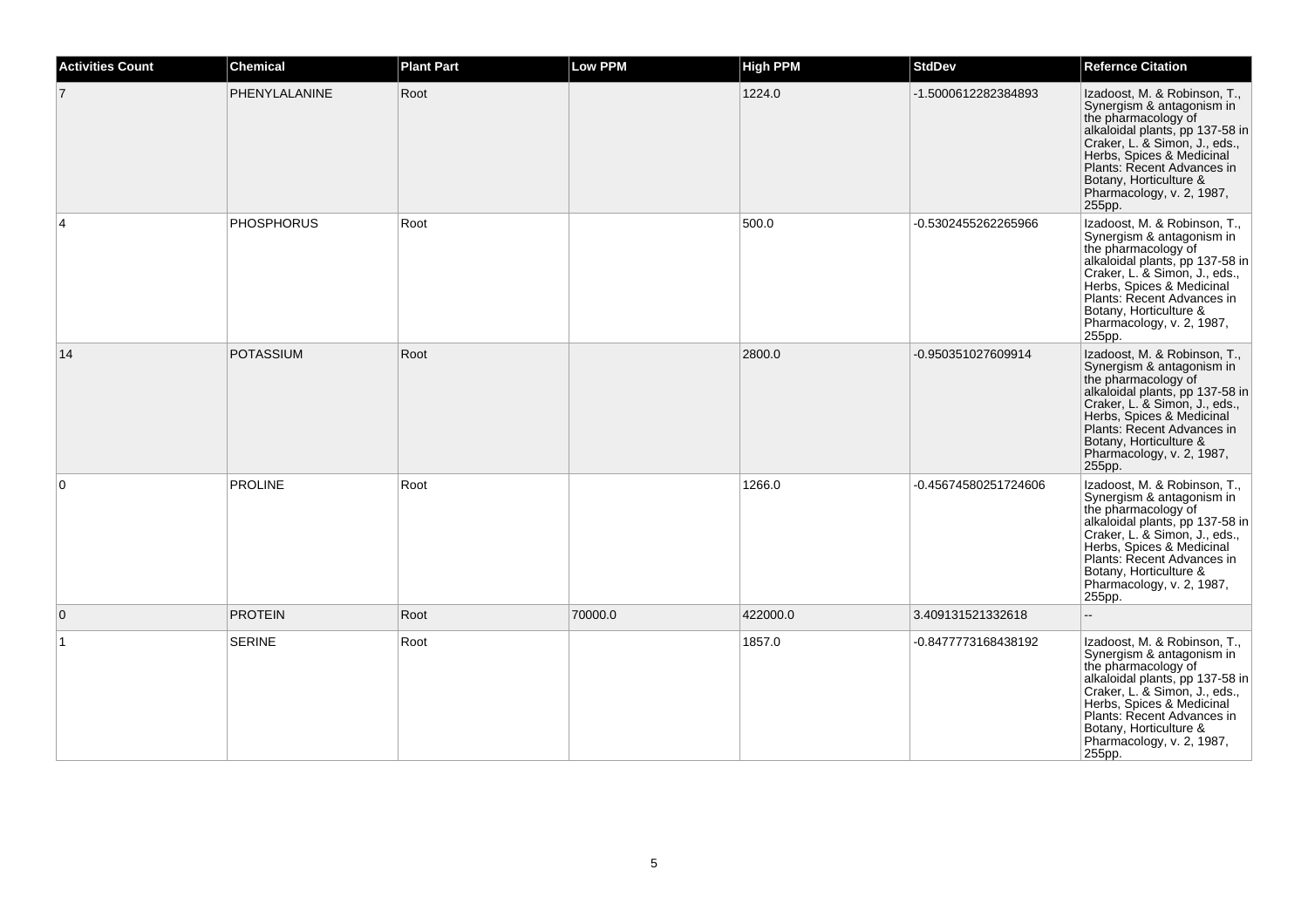| Activities Count | Chemical | Plant Part | Low PPM | High PPM | StdDev | Refernce Citation |
| --- | --- | --- | --- | --- | --- | --- |
| 7 | PHENYLALANINE | Root | | 1224.0 | -1.5000612282384893 | Izadoost, M. & Robinson, T., Synergism & antagonism in the pharmacology of alkaloidal plants, pp 137-58 in Craker, L. & Simon, J., eds., Herbs, Spices & Medicinal Plants: Recent Advances in Botany, Horticulture & Pharmacology, v. 2, 1987, 255pp. |
| 4 | PHOSPHORUS | Root | | 500.0 | -0.5302455262265966 | Izadoost, M. & Robinson, T., Synergism & antagonism in the pharmacology of alkaloidal plants, pp 137-58 in Craker, L. & Simon, J., eds., Herbs, Spices & Medicinal Plants: Recent Advances in Botany, Horticulture & Pharmacology, v. 2, 1987, 255pp. |
| 14 | POTASSIUM | Root | | 2800.0 | -0.950351027609914 | Izadoost, M. & Robinson, T., Synergism & antagonism in the pharmacology of alkaloidal plants, pp 137-58 in Craker, L. & Simon, J., eds., Herbs, Spices & Medicinal Plants: Recent Advances in Botany, Horticulture & Pharmacology, v. 2, 1987, 255pp. |
| 0 | PROLINE | Root | | 1266.0 | -0.45674580251724606 | Izadoost, M. & Robinson, T., Synergism & antagonism in the pharmacology of alkaloidal plants, pp 137-58 in Craker, L. & Simon, J., eds., Herbs, Spices & Medicinal Plants: Recent Advances in Botany, Horticulture & Pharmacology, v. 2, 1987, 255pp. |
| 0 | PROTEIN | Root | 70000.0 | 422000.0 | 3.409131521332618 | -- |
| 1 | SERINE | Root | | 1857.0 | -0.8477773168438192 | Izadoost, M. & Robinson, T., Synergism & antagonism in the pharmacology of alkaloidal plants, pp 137-58 in Craker, L. & Simon, J., eds., Herbs, Spices & Medicinal Plants: Recent Advances in Botany, Horticulture & Pharmacology, v. 2, 1987, 255pp. |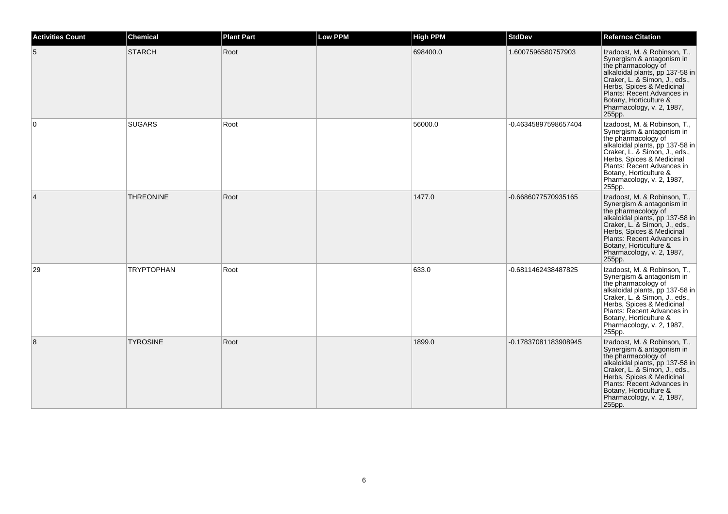| Activities Count | Chemical | Plant Part | Low PPM | High PPM | StdDev | Refernce Citation |
| --- | --- | --- | --- | --- | --- | --- |
| 5 | STARCH | Root | | 698400.0 | 1.6007596580757903 | Izadoost, M. & Robinson, T., Synergism & antagonism in the pharmacology of alkaloidal plants, pp 137-58 in Craker, L. & Simon, J., eds., Herbs, Spices & Medicinal Plants: Recent Advances in Botany, Horticulture & Pharmacology, v. 2, 1987, 255pp. |
| 0 | SUGARS | Root | | 56000.0 | -0.46345897598657404 | Izadoost, M. & Robinson, T., Synergism & antagonism in the pharmacology of alkaloidal plants, pp 137-58 in Craker, L. & Simon, J., eds., Herbs, Spices & Medicinal Plants: Recent Advances in Botany, Horticulture & Pharmacology, v. 2, 1987, 255pp. |
| 4 | THREONINE | Root | | 1477.0 | -0.6686077570935165 | Izadoost, M. & Robinson, T., Synergism & antagonism in the pharmacology of alkaloidal plants, pp 137-58 in Craker, L. & Simon, J., eds., Herbs, Spices & Medicinal Plants: Recent Advances in Botany, Horticulture & Pharmacology, v. 2, 1987, 255pp. |
| 29 | TRYPTOPHAN | Root | | 633.0 | -0.6811462438487825 | Izadoost, M. & Robinson, T., Synergism & antagonism in the pharmacology of alkaloidal plants, pp 137-58 in Craker, L. & Simon, J., eds., Herbs, Spices & Medicinal Plants: Recent Advances in Botany, Horticulture & Pharmacology, v. 2, 1987, 255pp. |
| 8 | TYROSINE | Root | | 1899.0 | -0.17837081183908945 | Izadoost, M. & Robinson, T., Synergism & antagonism in the pharmacology of alkaloidal plants, pp 137-58 in Craker, L. & Simon, J., eds., Herbs, Spices & Medicinal Plants: Recent Advances in Botany, Horticulture & Pharmacology, v. 2, 1987, 255pp. |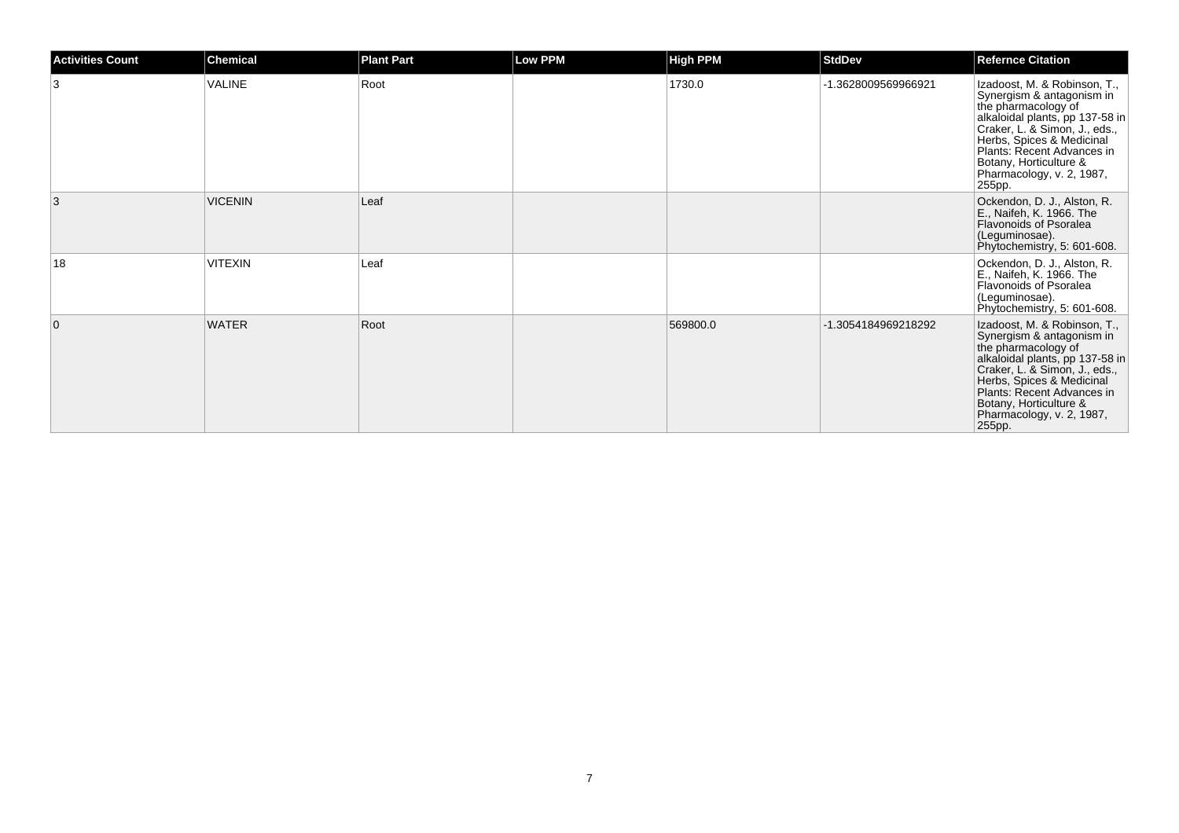| Activities Count | Chemical | Plant Part | Low PPM | High PPM | StdDev | Refernce Citation |
|---|---|---|---|---|---|---|
| 3 | VALINE | Root | | 1730.0 | -1.3628009569966921 | Izadoost, M. & Robinson, T., Synergism & antagonism in the pharmacology of alkaloidal plants, pp 137-58 in Craker, L. & Simon, J., eds., Herbs, Spices & Medicinal Plants: Recent Advances in Botany, Horticulture & Pharmacology, v. 2, 1987, 255pp. |
| 3 | VICENIN | Leaf | | | | Ockendon, D. J., Alston, R. E., Naifeh, K. 1966. The Flavonoids of Psoralea (Leguminosae). Phytochemistry, 5: 601-608. |
| 18 | VITEXIN | Leaf | | | | Ockendon, D. J., Alston, R. E., Naifeh, K. 1966. The Flavonoids of Psoralea (Leguminosae). Phytochemistry, 5: 601-608. |
| 0 | WATER | Root | | 569800.0 | -1.3054184969218292 | Izadoost, M. & Robinson, T., Synergism & antagonism in the pharmacology of alkaloidal plants, pp 137-58 in Craker, L. & Simon, J., eds., Herbs, Spices & Medicinal Plants: Recent Advances in Botany, Horticulture & Pharmacology, v. 2, 1987, 255pp. |